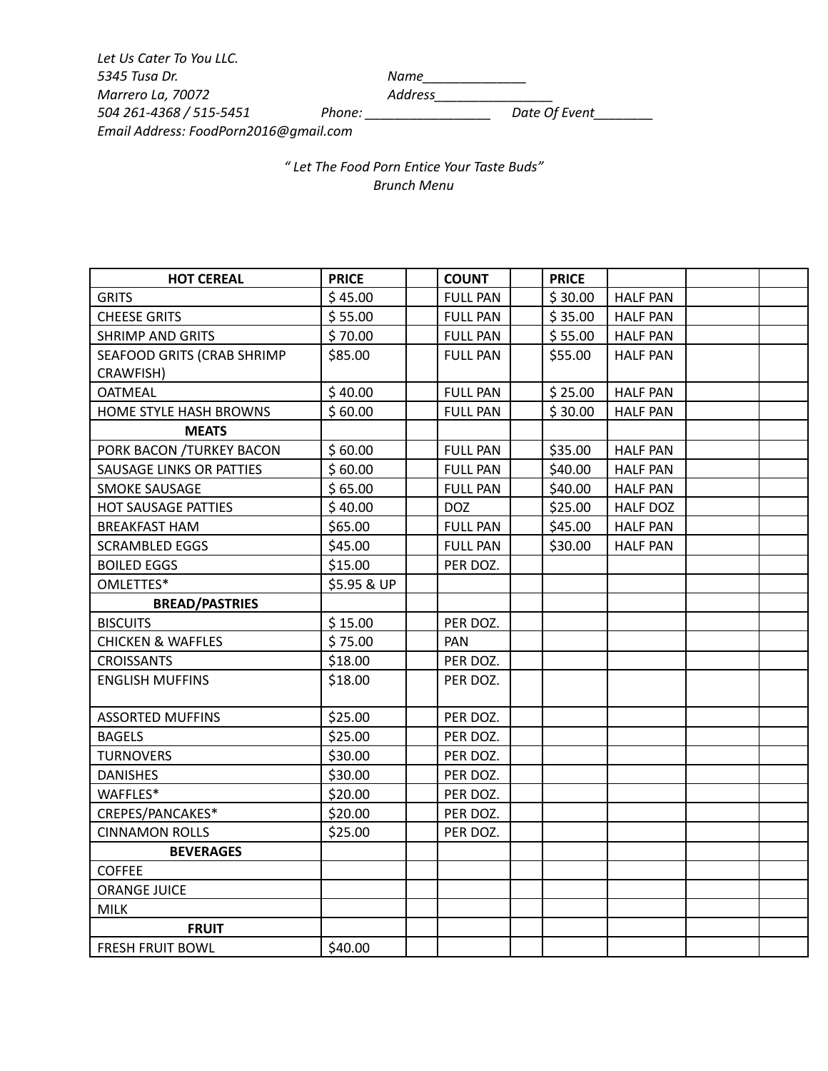*Let Us Cater To You LLC.*
*5345 Tusa Dr.*
*Marrero La, 70072*
*504 261-4368 / 515-5451*
*Email Address: FoodPorn2016@gmail.com*

*Name______________*
*Address________________*
*Phone: _________________*
*Date Of Event________*

*" Let The Food Porn Entice Your Taste Buds"*
*Brunch Menu*

| **HOT CEREAL** | **PRICE** | | **COUNT** | | **PRICE** | | | |
|---|---|---|---|---|---|---|---|---|
| GRITS | $ 45.00 | | FULL PAN | | $ 30.00 | HALF PAN | | |
| CHEESE GRITS | $ 55.00 | | FULL PAN | | $ 35.00 | HALF PAN | | |
| SHRIMP AND GRITS | $ 70.00 | | FULL PAN | | $ 55.00 | HALF PAN | | |
| SEAFOOD GRITS (CRAB SHRIMP CRAWFISH) | $85.00 | | FULL PAN | | $55.00 | HALF PAN | | |
| OATMEAL | $ 40.00 | | FULL PAN | | $ 25.00 | HALF PAN | | |
| HOME STYLE HASH BROWNS | $ 60.00 | | FULL PAN | | $ 30.00 | HALF PAN | | |
| **MEATS** | | | | | | | | |
| PORK BACON /TURKEY BACON | $ 60.00 | | FULL PAN | | $35.00 | HALF PAN | | |
| SAUSAGE LINKS OR PATTIES | $ 60.00 | | FULL PAN | | $40.00 | HALF PAN | | |
| SMOKE SAUSAGE | $ 65.00 | | FULL PAN | | $40.00 | HALF PAN | | |
| HOT SAUSAGE PATTIES | $ 40.00 | | DOZ | | $25.00 | HALF DOZ | | |
| BREAKFAST HAM | $65.00 | | FULL PAN | | $45.00 | HALF PAN | | |
| SCRAMBLED EGGS | $45.00 | | FULL PAN | | $30.00 | HALF PAN | | |
| BOILED EGGS | $15.00 | | PER DOZ. | | | | | |
| OMLETTES* | $5.95 & UP | | | | | | | |
| **BREAD/PASTRIES** | | | | | | | | |
| BISCUITS | $ 15.00 | | PER DOZ. | | | | | |
| CHICKEN & WAFFLES | $ 75.00 | | PAN | | | | | |
| CROISSANTS | $18.00 | | PER DOZ. | | | | | |
| ENGLISH MUFFINS | $18.00 | | PER DOZ. | | | | | |
| ASSORTED MUFFINS | $25.00 | | PER DOZ. | | | | | |
| BAGELS | $25.00 | | PER DOZ. | | | | | |
| TURNOVERS | $30.00 | | PER DOZ. | | | | | |
| DANISHES | $30.00 | | PER DOZ. | | | | | |
| WAFFLES* | $20.00 | | PER DOZ. | | | | | |
| CREPES/PANCAKES* | $20.00 | | PER DOZ. | | | | | |
| CINNAMON ROLLS | $25.00 | | PER DOZ. | | | | | |
| **BEVERAGES** | | | | | | | | |
| COFFEE | | | | | | | | |
| ORANGE JUICE | | | | | | | | |
| MILK | | | | | | | | |
| **FRUIT** | | | | | | | | |
| FRESH FRUIT BOWL | $40.00 | | | | | | | |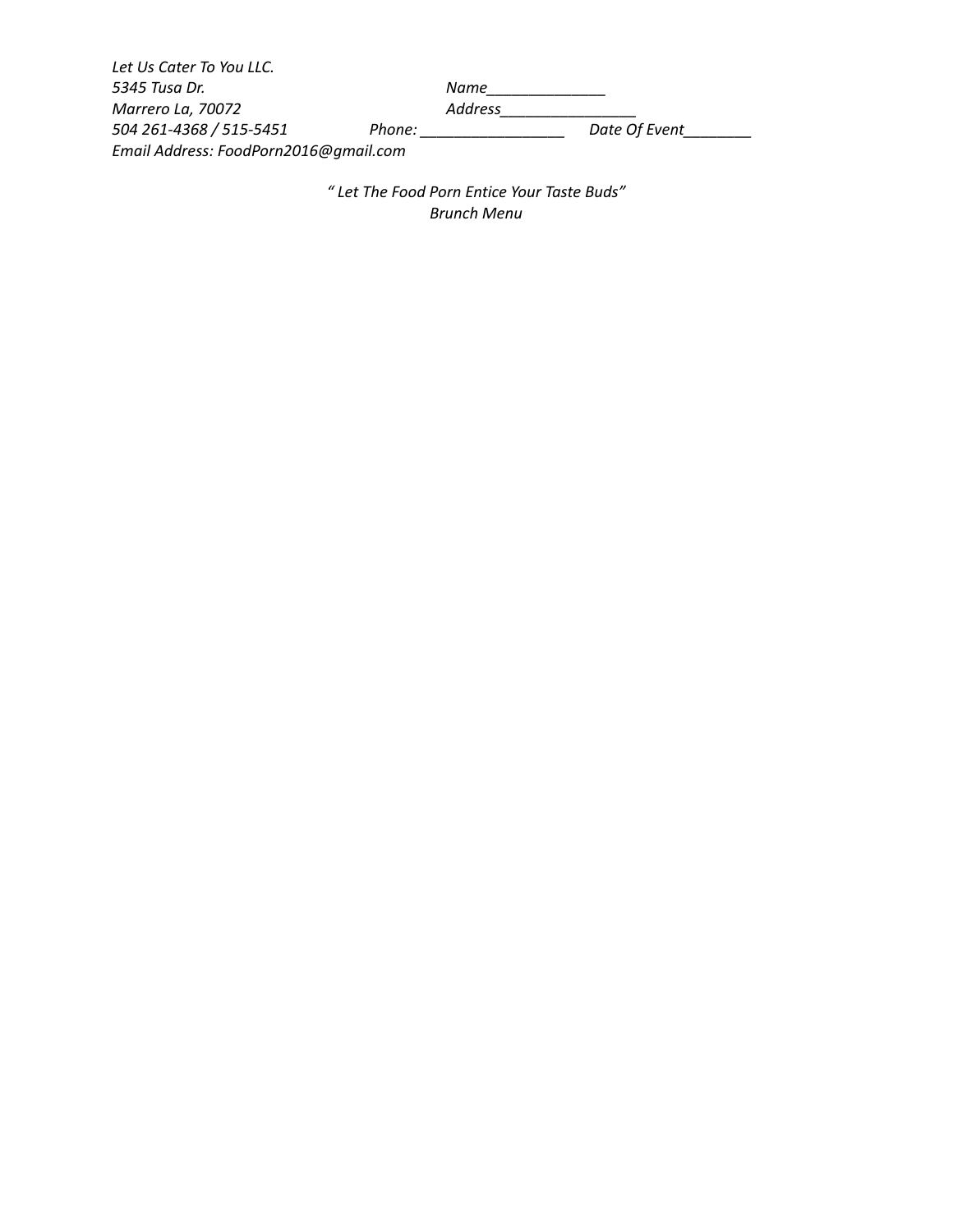*Let Us Cater To You LLC.*
*5345 Tusa Dr.*
*Marrero La, 70072*
*504 261-4368 / 515-5451*
*Email Address: FoodPorn2016@gmail.com*

*Name______________*
*Address________________*
*Phone: _________________*
*Date Of Event________*

*" Let The Food Porn Entice Your Taste Buds"*
*Brunch Menu*